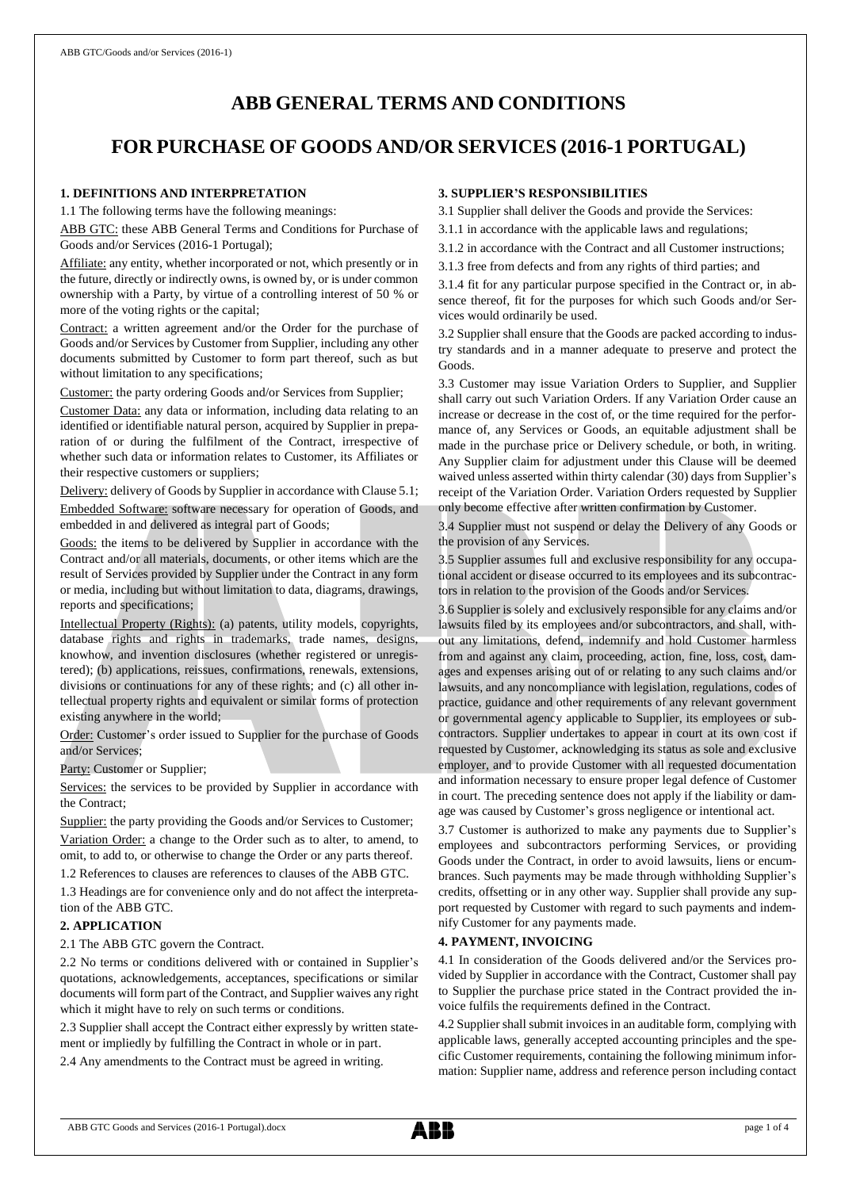# ABB GENERAL TERMS AND CONDITIONS

# FOR PURCHASE OF GOODS AND/OR SERVICES (2016-1 PORTUGAL)

### 1. DEFINITIONS AND INTERPRETATION

1.1 The following terms have the following meanings:

ABB GTC: these ABB General Terms and Conditions for Purchase of Goods and/or Services (2016-1 Portugal);

Affiliate: any entity, whether incorporated or not, which presently or in the future, directly or indirectly owns, is owned by, or is under common ownership with a Party, by virtue of a controlling interest of 50 % or more of the voting rights or the capital;

Contract: a written agreement and/or the Order for the purchase of Goods and/or Services by Customer from Supplier, including any other documents submitted by Customer to form part thereof, such as but without limitation to any specifications;

Customer: the party ordering Goods and/or Services from Supplier;

Customer Data: any data or information, including data relating to an identified or identifiable natural person, acquired by Supplier in preparation of or during the fulfilment of the Contract, irrespective of whether such data or information relates to Customer, its Affiliates or their respective customers or suppliers;

Delivery: delivery of Goods by Supplier in accordance with Clause 5.1;

Embedded Software: software necessary for operation of Goods, and embedded in and delivered as integral part of Goods;

Goods: the items to be delivered by Supplier in accordance with the Contract and/or all materials, documents, or other items which are the result of Services provided by Supplier under the Contract in any form or media, including but without limitation to data, diagrams, drawings, reports and specifications;

Intellectual Property (Rights): (a) patents, utility models, copyrights, database rights and rights in trademarks, trade names, designs, knowhow, and invention disclosures (whether registered or unregistered); (b) applications, reissues, confirmations, renewals, extensions, divisions or continuations for any of these rights; and (c) all other intellectual property rights and equivalent or similar forms of protection existing anywhere in the world;

Order: Customer's order issued to Supplier for the purchase of Goods and/or Services;

Party: Customer or Supplier;

Services: the services to be provided by Supplier in accordance with the Contract;

Supplier: the party providing the Goods and/or Services to Customer;

Variation Order: a change to the Order such as to alter, to amend, to omit, to add to, or otherwise to change the Order or any parts thereof.

1.2 References to clauses are references to clauses of the ABB GTC.

1.3 Headings are for convenience only and do not affect the interpretation of the ABB GTC.

### 2. APPLICATION

2.1 The ABB GTC govern the Contract.

2.2 No terms or conditions delivered with or contained in Supplier's quotations, acknowledgements, acceptances, specifications or similar documents will form part of the Contract, and Supplier waives any right which it might have to rely on such terms or conditions.

2.3 Supplier shall accept the Contract either expressly by written statement or impliedly by fulfilling the Contract in whole or in part.

2.4 Any amendments to the Contract must be agreed in writing.

### 3. SUPPLIER'S RESPONSIBILITIES

3.1 Supplier shall deliver the Goods and provide the Services:

3.1.1 in accordance with the applicable laws and regulations;

3.1.2 in accordance with the Contract and all Customer instructions;

3.1.3 free from defects and from any rights of third parties; and

3.1.4 fit for any particular purpose specified in the Contract or, in absence thereof, fit for the purposes for which such Goods and/or Services would ordinarily be used.

3.2 Supplier shall ensure that the Goods are packed according to industry standards and in a manner adequate to preserve and protect the Goods.

3.3 Customer may issue Variation Orders to Supplier, and Supplier shall carry out such Variation Orders. If any Variation Order cause an increase or decrease in the cost of, or the time required for the performance of, any Services or Goods, an equitable adjustment shall be made in the purchase price or Delivery schedule, or both, in writing. Any Supplier claim for adjustment under this Clause will be deemed waived unless asserted within thirty calendar (30) days from Supplier's receipt of the Variation Order. Variation Orders requested by Supplier only become effective after written confirmation by Customer.

3.4 Supplier must not suspend or delay the Delivery of any Goods or the provision of any Services.

3.5 Supplier assumes full and exclusive responsibility for any occupational accident or disease occurred to its employees and its subcontractors in relation to the provision of the Goods and/or Services.

3.6 Supplier is solely and exclusively responsible for any claims and/or lawsuits filed by its employees and/or subcontractors, and shall, without any limitations, defend, indemnify and hold Customer harmless from and against any claim, proceeding, action, fine, loss, cost, damages and expenses arising out of or relating to any such claims and/or lawsuits, and any noncompliance with legislation, regulations, codes of practice, guidance and other requirements of any relevant government or governmental agency applicable to Supplier, its employees or subcontractors. Supplier undertakes to appear in court at its own cost if requested by Customer, acknowledging its status as sole and exclusive employer, and to provide Customer with all requested documentation and information necessary to ensure proper legal defence of Customer in court. The preceding sentence does not apply if the liability or damage was caused by Customer's gross negligence or intentional act.

3.7 Customer is authorized to make any payments due to Supplier's employees and subcontractors performing Services, or providing Goods under the Contract, in order to avoid lawsuits, liens or encumbrances. Such payments may be made through withholding Supplier's credits, offsetting or in any other way. Supplier shall provide any support requested by Customer with regard to such payments and indemnify Customer for any payments made.

### 4. PAYMENT, INVOICING

4.1 In consideration of the Goods delivered and/or the Services provided by Supplier in accordance with the Contract, Customer shall pay to Supplier the purchase price stated in the Contract provided the invoice fulfils the requirements defined in the Contract.

4.2 Supplier shall submit invoices in an auditable form, complying with applicable laws, generally accepted accounting principles and the specific Customer requirements, containing the following minimum information: Supplier name, address and reference person including contact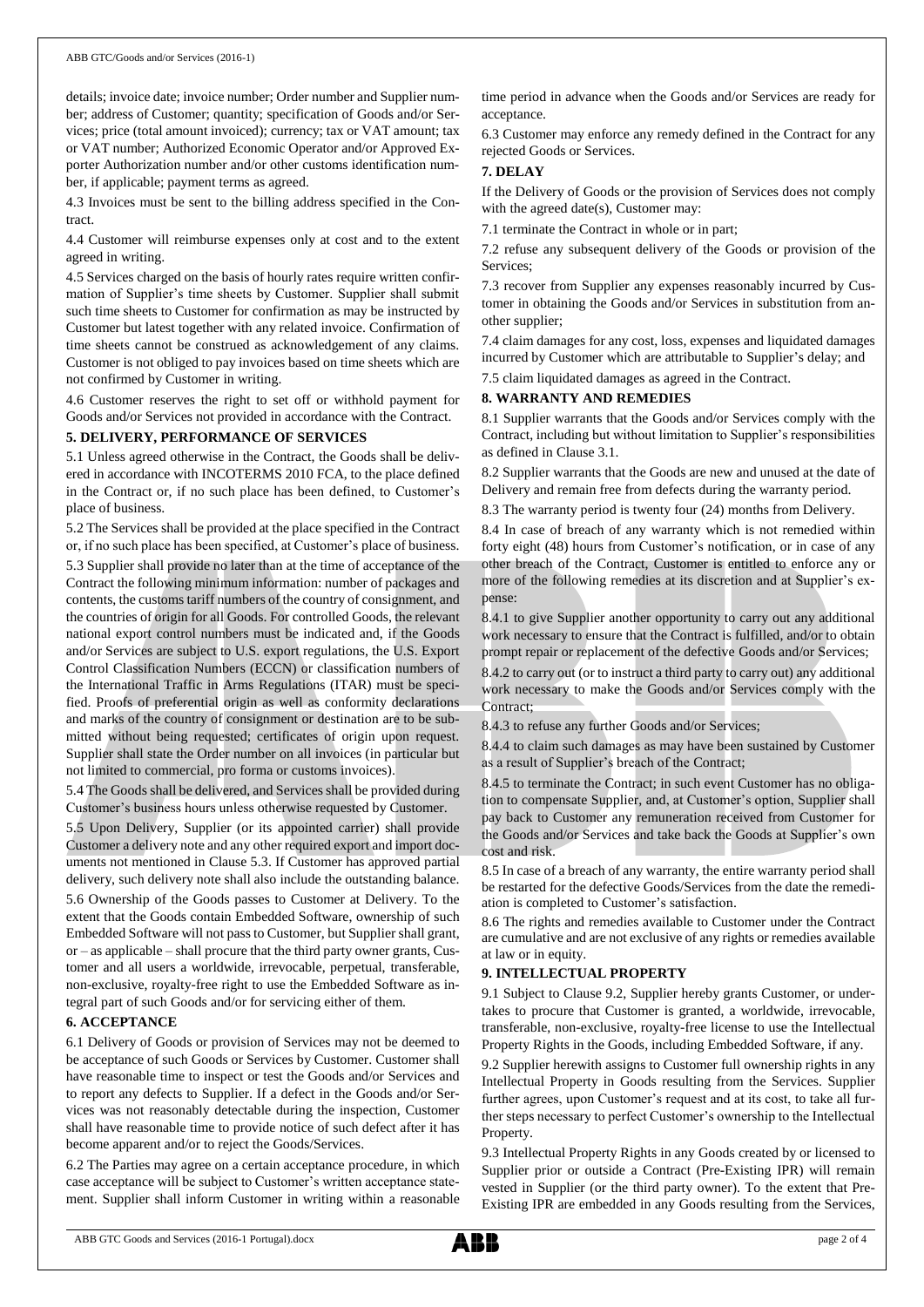details; invoice date; invoice number; Order number and Supplier number; address of Customer; quantity; specification of Goods and/or Services; price (total amount invoiced); currency; tax or VAT amount; tax or VAT number; Authorized Economic Operator and/or Approved Exporter Authorization number and/or other customs identification number, if applicable; payment terms as agreed.

4.3 Invoices must be sent to the billing address specified in the Contract.

4.4 Customer will reimburse expenses only at cost and to the extent agreed in writing.

4.5 Services charged on the basis of hourly rates require written confirmation of Supplier's time sheets by Customer. Supplier shall submit such time sheets to Customer for confirmation as may be instructed by Customer but latest together with any related invoice. Confirmation of time sheets cannot be construed as acknowledgement of any claims. Customer is not obliged to pay invoices based on time sheets which are not confirmed by Customer in writing.

4.6 Customer reserves the right to set off or withhold payment for Goods and/or Services not provided in accordance with the Contract.

## 5. DELIVERY, PERFORMANCE OF SERVICES

5.1 Unless agreed otherwise in the Contract, the Goods shall be delivered in accordance with INCOTERMS 2010 FCA, to the place defined in the Contract or, if no such place has been defined, to Customer's place of business.

5.2 The Services shall be provided at the place specified in the Contract or, if no such place has been specified, at Customer's place of business.

5.3 Supplier shall provide no later than at the time of acceptance of the Contract the following minimum information: number of packages and contents, the customs tariff numbers of the country of consignment, and the countries of origin for all Goods. For controlled Goods, the relevant national export control numbers must be indicated and, if the Goods and/or Services are subject to U.S. export regulations, the U.S. Export Control Classification Numbers (ECCN) or classification numbers of the International Traffic in Arms Regulations (ITAR) must be specified. Proofs of preferential origin as well as conformity declarations and marks of the country of consignment or destination are to be submitted without being requested; certificates of origin upon request. Supplier shall state the Order number on all invoices (in particular but not limited to commercial, pro forma or customs invoices).

5.4 The Goods shall be delivered, and Services shall be provided during Customer's business hours unless otherwise requested by Customer.

5.5 Upon Delivery, Supplier (or its appointed carrier) shall provide Customer a delivery note and any other required export and import documents not mentioned in Clause 5.3. If Customer has approved partial delivery, such delivery note shall also include the outstanding balance.

5.6 Ownership of the Goods passes to Customer at Delivery. To the extent that the Goods contain Embedded Software, ownership of such Embedded Software will not pass to Customer, but Supplier shall grant, or – as applicable – shall procure that the third party owner grants, Customer and all users a worldwide, irrevocable, perpetual, transferable, non-exclusive, royalty-free right to use the Embedded Software as integral part of such Goods and/or for servicing either of them.

## 6. ACCEPTANCE

6.1 Delivery of Goods or provision of Services may not be deemed to be acceptance of such Goods or Services by Customer. Customer shall have reasonable time to inspect or test the Goods and/or Services and to report any defects to Supplier. If a defect in the Goods and/or Services was not reasonably detectable during the inspection, Customer shall have reasonable time to provide notice of such defect after it has become apparent and/or to reject the Goods/Services.

6.2 The Parties may agree on a certain acceptance procedure, in which case acceptance will be subject to Customer's written acceptance statement. Supplier shall inform Customer in writing within a reasonable time period in advance when the Goods and/or Services are ready for acceptance.

6.3 Customer may enforce any remedy defined in the Contract for any rejected Goods or Services.

## 7. DELAY

If the Delivery of Goods or the provision of Services does not comply with the agreed date(s), Customer may:

7.1 terminate the Contract in whole or in part;

7.2 refuse any subsequent delivery of the Goods or provision of the Services;

7.3 recover from Supplier any expenses reasonably incurred by Customer in obtaining the Goods and/or Services in substitution from another supplier;

7.4 claim damages for any cost, loss, expenses and liquidated damages incurred by Customer which are attributable to Supplier's delay; and

7.5 claim liquidated damages as agreed in the Contract.

## 8. WARRANTY AND REMEDIES

8.1 Supplier warrants that the Goods and/or Services comply with the Contract, including but without limitation to Supplier's responsibilities as defined in Clause 3.1.

8.2 Supplier warrants that the Goods are new and unused at the date of Delivery and remain free from defects during the warranty period.

8.3 The warranty period is twenty four (24) months from Delivery.

8.4 In case of breach of any warranty which is not remedied within forty eight (48) hours from Customer's notification, or in case of any other breach of the Contract, Customer is entitled to enforce any or more of the following remedies at its discretion and at Supplier's expense:

8.4.1 to give Supplier another opportunity to carry out any additional work necessary to ensure that the Contract is fulfilled, and/or to obtain prompt repair or replacement of the defective Goods and/or Services;

8.4.2 to carry out (or to instruct a third party to carry out) any additional work necessary to make the Goods and/or Services comply with the Contract;

8.4.3 to refuse any further Goods and/or Services;

8.4.4 to claim such damages as may have been sustained by Customer as a result of Supplier's breach of the Contract;

8.4.5 to terminate the Contract; in such event Customer has no obligation to compensate Supplier, and, at Customer's option, Supplier shall pay back to Customer any remuneration received from Customer for the Goods and/or Services and take back the Goods at Supplier's own cost and risk.

8.5 In case of a breach of any warranty, the entire warranty period shall be restarted for the defective Goods/Services from the date the remediation is completed to Customer's satisfaction.

8.6 The rights and remedies available to Customer under the Contract are cumulative and are not exclusive of any rights or remedies available at law or in equity.

## 9. INTELLECTUAL PROPERTY

9.1 Subject to Clause 9.2, Supplier hereby grants Customer, or undertakes to procure that Customer is granted, a worldwide, irrevocable, transferable, non-exclusive, royalty-free license to use the Intellectual Property Rights in the Goods, including Embedded Software, if any.

9.2 Supplier herewith assigns to Customer full ownership rights in any Intellectual Property in Goods resulting from the Services. Supplier further agrees, upon Customer's request and at its cost, to take all further steps necessary to perfect Customer's ownership to the Intellectual Property.

9.3 Intellectual Property Rights in any Goods created by or licensed to Supplier prior or outside a Contract (Pre-Existing IPR) will remain vested in Supplier (or the third party owner). To the extent that Pre-Existing IPR are embedded in any Goods resulting from the Services,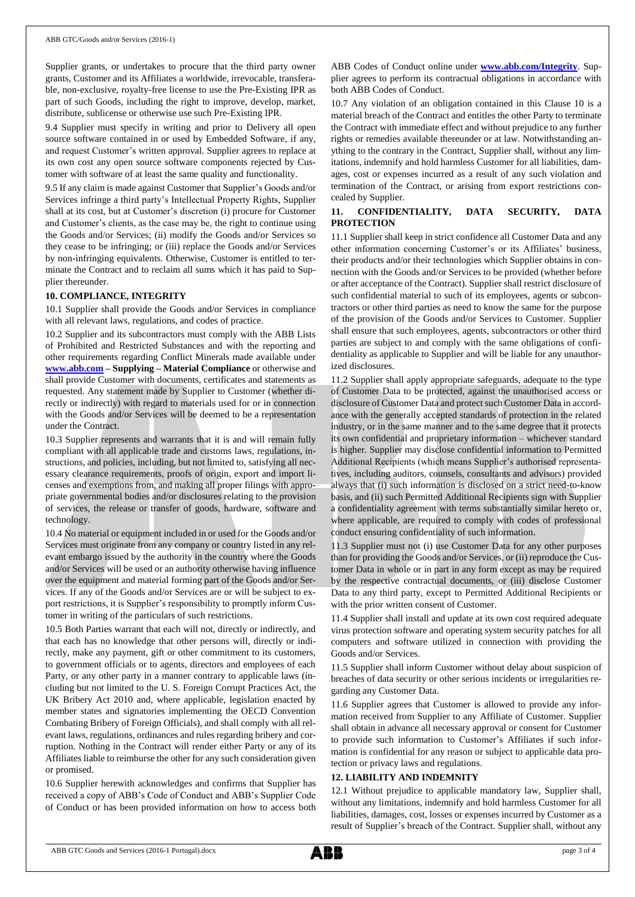Supplier grants, or undertakes to procure that the third party owner grants, Customer and its Affiliates a worldwide, irrevocable, transferable, non-exclusive, royalty-free license to use the Pre-Existing IPR as part of such Goods, including the right to improve, develop, market, distribute, sublicense or otherwise use such Pre-Existing IPR.

9.4 Supplier must specify in writing and prior to Delivery all open source software contained in or used by Embedded Software, if any, and request Customer's written approval. Supplier agrees to replace at its own cost any open source software components rejected by Customer with software of at least the same quality and functionality.

9.5 If any claim is made against Customer that Supplier's Goods and/or Services infringe a third party's Intellectual Property Rights, Supplier shall at its cost, but at Customer's discretion (i) procure for Customer and Customer's clients, as the case may be, the right to continue using the Goods and/or Services; (ii) modify the Goods and/or Services so they cease to be infringing; or (iii) replace the Goods and/or Services by non-infringing equivalents. Otherwise, Customer is entitled to terminate the Contract and to reclaim all sums which it has paid to Supplier thereunder.

## 10. COMPLIANCE, INTEGRITY

10.1 Supplier shall provide the Goods and/or Services in compliance with all relevant laws, regulations, and codes of practice.

10.2 Supplier and its subcontractors must comply with the ABB Lists of Prohibited and Restricted Substances and with the reporting and other requirements regarding Conflict Minerals made available under **www.abb.com – Supplying – Material Compliance** or otherwise and shall provide Customer with documents, certificates and statements as requested. Any statement made by Supplier to Customer (whether directly or indirectly) with regard to materials used for or in connection with the Goods and/or Services will be deemed to be a representation under the Contract.

10.3 Supplier represents and warrants that it is and will remain fully compliant with all applicable trade and customs laws, regulations, instructions, and policies, including, but not limited to, satisfying all necessary clearance requirements, proofs of origin, export and import licenses and exemptions from, and making all proper filings with appropriate governmental bodies and/or disclosures relating to the provision of services, the release or transfer of goods, hardware, software and technology.

10.4 No material or equipment included in or used for the Goods and/or Services must originate from any company or country listed in any relevant embargo issued by the authority in the country where the Goods and/or Services will be used or an authority otherwise having influence over the equipment and material forming part of the Goods and/or Services. If any of the Goods and/or Services are or will be subject to export restrictions, it is Supplier's responsibility to promptly inform Customer in writing of the particulars of such restrictions.

10.5 Both Parties warrant that each will not, directly or indirectly, and that each has no knowledge that other persons will, directly or indirectly, make any payment, gift or other commitment to its customers, to government officials or to agents, directors and employees of each Party, or any other party in a manner contrary to applicable laws (including but not limited to the U. S. Foreign Corrupt Practices Act, the UK Bribery Act 2010 and, where applicable, legislation enacted by member states and signatories implementing the OECD Convention Combating Bribery of Foreign Officials), and shall comply with all relevant laws, regulations, ordinances and rules regarding bribery and corruption. Nothing in the Contract will render either Party or any of its Affiliates liable to reimburse the other for any such consideration given or promised.

10.6 Supplier herewith acknowledges and confirms that Supplier has received a copy of ABB's Code of Conduct and ABB's Supplier Code of Conduct or has been provided information on how to access both ABB Codes of Conduct online under **www.abb.com/Integrity**. Supplier agrees to perform its contractual obligations in accordance with both ABB Codes of Conduct.

10.7 Any violation of an obligation contained in this Clause 10 is a material breach of the Contract and entitles the other Party to terminate the Contract with immediate effect and without prejudice to any further rights or remedies available thereunder or at law. Notwithstanding anything to the contrary in the Contract, Supplier shall, without any limitations, indemnify and hold harmless Customer for all liabilities, damages, cost or expenses incurred as a result of any such violation and termination of the Contract, or arising from export restrictions concealed by Supplier.

## 11. CONFIDENTIALITY, DATA SECURITY, DATA PROTECTION

11.1 Supplier shall keep in strict confidence all Customer Data and any other information concerning Customer's or its Affiliates' business, their products and/or their technologies which Supplier obtains in connection with the Goods and/or Services to be provided (whether before or after acceptance of the Contract). Supplier shall restrict disclosure of such confidential material to such of its employees, agents or subcontractors or other third parties as need to know the same for the purpose of the provision of the Goods and/or Services to Customer. Supplier shall ensure that such employees, agents, subcontractors or other third parties are subject to and comply with the same obligations of confidentiality as applicable to Supplier and will be liable for any unauthorized disclosures.

11.2 Supplier shall apply appropriate safeguards, adequate to the type of Customer Data to be protected, against the unauthorised access or disclosure of Customer Data and protect such Customer Data in accordance with the generally accepted standards of protection in the related industry, or in the same manner and to the same degree that it protects its own confidential and proprietary information – whichever standard is higher. Supplier may disclose confidential information to Permitted Additional Recipients (which means Supplier's authorised representatives, including auditors, counsels, consultants and advisors) provided always that (i) such information is disclosed on a strict need-to-know basis, and (ii) such Permitted Additional Recipients sign with Supplier a confidentiality agreement with terms substantially similar hereto or, where applicable, are required to comply with codes of professional conduct ensuring confidentiality of such information.

11.3 Supplier must not (i) use Customer Data for any other purposes than for providing the Goods and/or Services, or (ii) reproduce the Customer Data in whole or in part in any form except as may be required by the respective contractual documents, or (iii) disclose Customer Data to any third party, except to Permitted Additional Recipients or with the prior written consent of Customer.

11.4 Supplier shall install and update at its own cost required adequate virus protection software and operating system security patches for all computers and software utilized in connection with providing the Goods and/or Services.

11.5 Supplier shall inform Customer without delay about suspicion of breaches of data security or other serious incidents or irregularities regarding any Customer Data.

11.6 Supplier agrees that Customer is allowed to provide any information received from Supplier to any Affiliate of Customer. Supplier shall obtain in advance all necessary approval or consent for Customer to provide such information to Customer's Affiliates if such information is confidential for any reason or subject to applicable data protection or privacy laws and regulations.

## 12. LIABILITY AND INDEMNITY

12.1 Without prejudice to applicable mandatory law, Supplier shall, without any limitations, indemnify and hold harmless Customer for all liabilities, damages, cost, losses or expenses incurred by Customer as a result of Supplier's breach of the Contract. Supplier shall, without any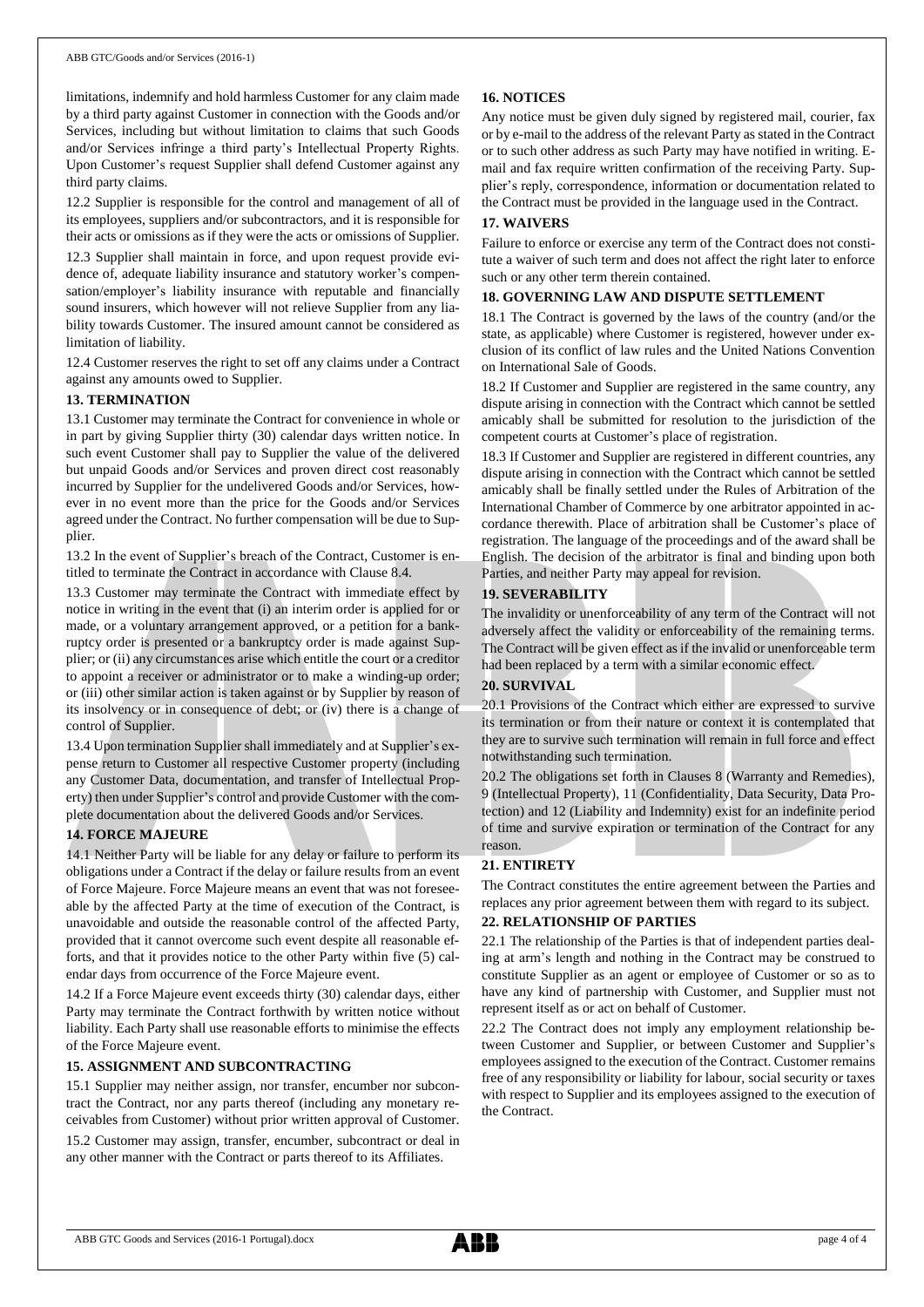limitations, indemnify and hold harmless Customer for any claim made by a third party against Customer in connection with the Goods and/or Services, including but without limitation to claims that such Goods and/or Services infringe a third party's Intellectual Property Rights. Upon Customer's request Supplier shall defend Customer against any third party claims.

12.2 Supplier is responsible for the control and management of all of its employees, suppliers and/or subcontractors, and it is responsible for their acts or omissions as if they were the acts or omissions of Supplier.

12.3 Supplier shall maintain in force, and upon request provide evidence of, adequate liability insurance and statutory worker's compensation/employer's liability insurance with reputable and financially sound insurers, which however will not relieve Supplier from any liability towards Customer. The insured amount cannot be considered as limitation of liability.

12.4 Customer reserves the right to set off any claims under a Contract against any amounts owed to Supplier.

**13. TERMINATION**

13.1 Customer may terminate the Contract for convenience in whole or in part by giving Supplier thirty (30) calendar days written notice. In such event Customer shall pay to Supplier the value of the delivered but unpaid Goods and/or Services and proven direct cost reasonably incurred by Supplier for the undelivered Goods and/or Services, however in no event more than the price for the Goods and/or Services agreed under the Contract. No further compensation will be due to Supplier.

13.2 In the event of Supplier's breach of the Contract, Customer is entitled to terminate the Contract in accordance with Clause 8.4.

13.3 Customer may terminate the Contract with immediate effect by notice in writing in the event that (i) an interim order is applied for or made, or a voluntary arrangement approved, or a petition for a bankruptcy order is presented or a bankruptcy order is made against Supplier; or (ii) any circumstances arise which entitle the court or a creditor to appoint a receiver or administrator or to make a winding-up order; or (iii) other similar action is taken against or by Supplier by reason of its insolvency or in consequence of debt; or (iv) there is a change of control of Supplier.

13.4 Upon termination Supplier shall immediately and at Supplier's expense return to Customer all respective Customer property (including any Customer Data, documentation, and transfer of Intellectual Property) then under Supplier's control and provide Customer with the complete documentation about the delivered Goods and/or Services.

**14. FORCE MAJEURE**

14.1 Neither Party will be liable for any delay or failure to perform its obligations under a Contract if the delay or failure results from an event of Force Majeure. Force Majeure means an event that was not foreseeable by the affected Party at the time of execution of the Contract, is unavoidable and outside the reasonable control of the affected Party, provided that it cannot overcome such event despite all reasonable efforts, and that it provides notice to the other Party within five (5) calendar days from occurrence of the Force Majeure event.

14.2 If a Force Majeure event exceeds thirty (30) calendar days, either Party may terminate the Contract forthwith by written notice without liability. Each Party shall use reasonable efforts to minimise the effects of the Force Majeure event.

**15. ASSIGNMENT AND SUBCONTRACTING**

15.1 Supplier may neither assign, nor transfer, encumber nor subcontract the Contract, nor any parts thereof (including any monetary receivables from Customer) without prior written approval of Customer.

15.2 Customer may assign, transfer, encumber, subcontract or deal in any other manner with the Contract or parts thereof to its Affiliates.

**16. NOTICES**

Any notice must be given duly signed by registered mail, courier, fax or by e-mail to the address of the relevant Party as stated in the Contract or to such other address as such Party may have notified in writing. E-mail and fax require written confirmation of the receiving Party. Supplier's reply, correspondence, information or documentation related to the Contract must be provided in the language used in the Contract.

**17. WAIVERS**

Failure to enforce or exercise any term of the Contract does not constitute a waiver of such term and does not affect the right later to enforce such or any other term therein contained.

**18. GOVERNING LAW AND DISPUTE SETTLEMENT**

18.1 The Contract is governed by the laws of the country (and/or the state, as applicable) where Customer is registered, however under exclusion of its conflict of law rules and the United Nations Convention on International Sale of Goods.

18.2 If Customer and Supplier are registered in the same country, any dispute arising in connection with the Contract which cannot be settled amicably shall be submitted for resolution to the jurisdiction of the competent courts at Customer's place of registration.

18.3 If Customer and Supplier are registered in different countries, any dispute arising in connection with the Contract which cannot be settled amicably shall be finally settled under the Rules of Arbitration of the International Chamber of Commerce by one arbitrator appointed in accordance therewith. Place of arbitration shall be Customer's place of registration. The language of the proceedings and of the award shall be English. The decision of the arbitrator is final and binding upon both Parties, and neither Party may appeal for revision.

**19. SEVERABILITY**

The invalidity or unenforceability of any term of the Contract will not adversely affect the validity or enforceability of the remaining terms. The Contract will be given effect as if the invalid or unenforceable term had been replaced by a term with a similar economic effect.

**20. SURVIVAL**

20.1 Provisions of the Contract which either are expressed to survive its termination or from their nature or context it is contemplated that they are to survive such termination will remain in full force and effect notwithstanding such termination.

20.2 The obligations set forth in Clauses 8 (Warranty and Remedies), 9 (Intellectual Property), 11 (Confidentiality, Data Security, Data Protection) and 12 (Liability and Indemnity) exist for an indefinite period of time and survive expiration or termination of the Contract for any reason.

**21. ENTIRETY**

The Contract constitutes the entire agreement between the Parties and replaces any prior agreement between them with regard to its subject.

**22. RELATIONSHIP OF PARTIES**

22.1 The relationship of the Parties is that of independent parties dealing at arm's length and nothing in the Contract may be construed to constitute Supplier as an agent or employee of Customer or so as to have any kind of partnership with Customer, and Supplier must not represent itself as or act on behalf of Customer.

22.2 The Contract does not imply any employment relationship between Customer and Supplier, or between Customer and Supplier's employees assigned to the execution of the Contract. Customer remains free of any responsibility or liability for labour, social security or taxes with respect to Supplier and its employees assigned to the execution of the Contract.